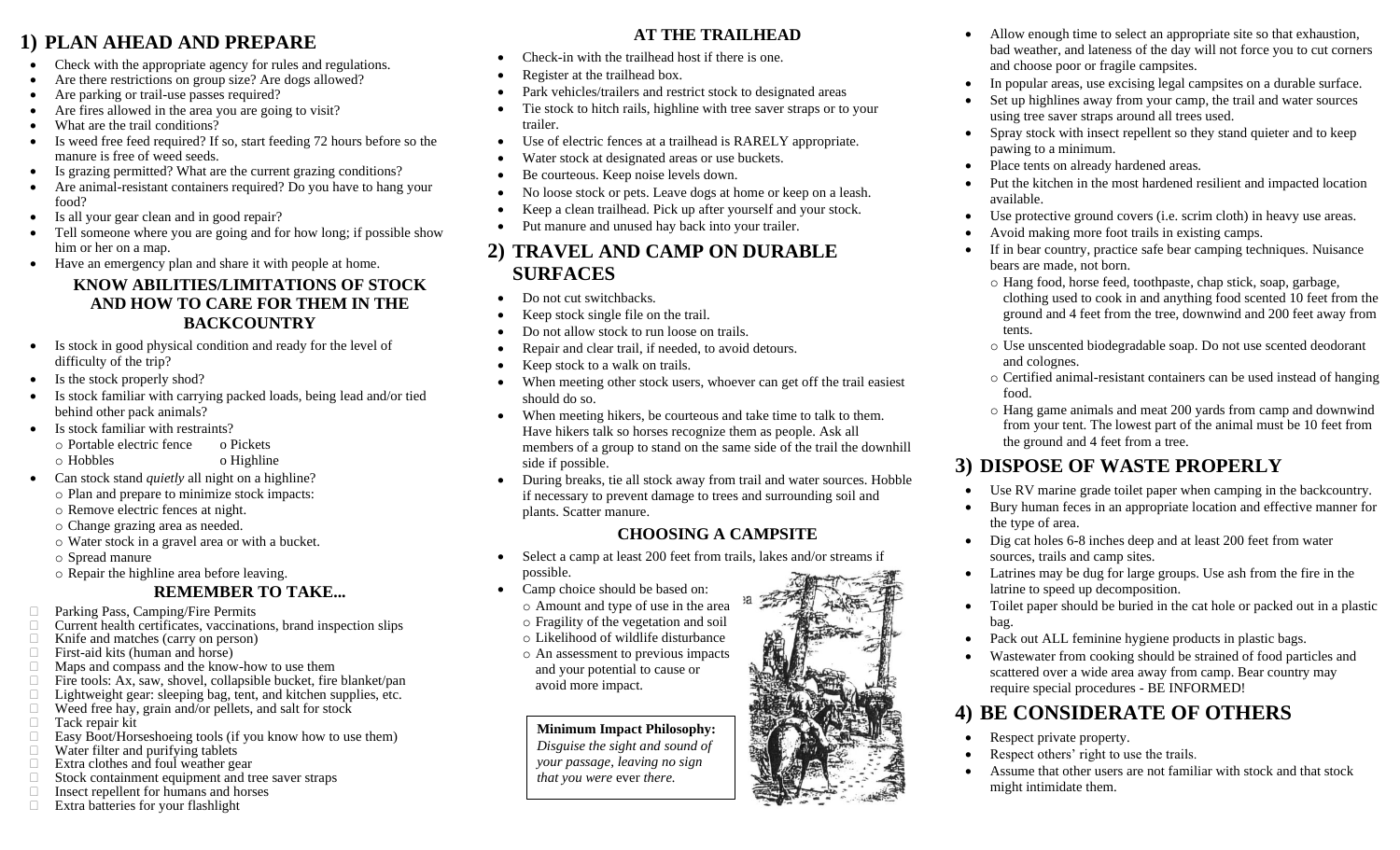# 1) PLAN AHEAD AND PREPARE

- Check with the appropriate agency for rules and regulations.
- Are there restrictions on group size? Are dogs allowed?
- Are parking or trail-use passes required?
- Are fires allowed in the area you are going to visit?
- What are the trail conditions?
- Is weed free feed required? If so, start feeding 72 hours before so the manure is free of weed seeds.
- Is grazing permitted? What are the current grazing conditions?
- Are animal-resistant containers required? Do you have to hang your food?
- Is all your gear clean and in good repair?
- Tell someone where you are going and for how long; if possible show him or her on a map.
- Have an emergency plan and share it with people at home.

### KNOW ABILITIES/LIMITATIONS OF STOCK AND HOW TO CARE FOR THEM IN THE BACKCOUNTRY

- Is stock in good physical condition and ready for the level of difficulty of the trip?
- Is the stock properly shod?
- Is stock familiar with carrying packed loads, being lead and/or tied behind other pack animals?
- Is stock familiar with restraints?
  - Portable electric fence
  - Pickets
  - Hobbles
  - Highline
- Can stock stand *quietly* all night on a highline?
  - Plan and prepare to minimize stock impacts:
  - Remove electric fences at night.
  - Change grazing area as needed.
  - Water stock in a gravel area or with a bucket.
  - Spread manure
  - Repair the highline area before leaving.

### REMEMBER TO TAKE...

- Parking Pass, Camping/Fire Permits
- Current health certificates, vaccinations, brand inspection slips
- Knife and matches (carry on person)
- First-aid kits (human and horse)
- Maps and compass and the know-how to use them
- Fire tools: Ax, saw, shovel, collapsible bucket, fire blanket/pan
- Lightweight gear: sleeping bag, tent, and kitchen supplies, etc.
- Weed free hay, grain and/or pellets, and salt for stock
- Tack repair kit
- Easy Boot/Horseshoeing tools (if you know how to use them)
- Water filter and purifying tablets
- Extra clothes and foul weather gear
- Stock containment equipment and tree saver straps
- Insect repellent for humans and horses
- Extra batteries for your flashlight

### AT THE TRAILHEAD

- Check-in with the trailhead host if there is one.
- Register at the trailhead box.
- Park vehicles/trailers and restrict stock to designated areas
- Tie stock to hitch rails, highline with tree saver straps or to your trailer.
- Use of electric fences at a trailhead is RARELY appropriate.
- Water stock at designated areas or use buckets.
- Be courteous. Keep noise levels down.
- No loose stock or pets. Leave dogs at home or keep on a leash.
- Keep a clean trailhead. Pick up after yourself and your stock.
- Put manure and unused hay back into your trailer.

# 2) TRAVEL AND CAMP ON DURABLE SURFACES

- Do not cut switchbacks.
- Keep stock single file on the trail.
- Do not allow stock to run loose on trails.
- Repair and clear trail, if needed, to avoid detours.
- Keep stock to a walk on trails.
- When meeting other stock users, whoever can get off the trail easiest should do so.
- When meeting hikers, be courteous and take time to talk to them. Have hikers talk so horses recognize them as people. Ask all members of a group to stand on the same side of the trail the downhill side if possible.
- During breaks, tie all stock away from trail and water sources. Hobble if necessary to prevent damage to trees and surrounding soil and plants. Scatter manure.

### CHOOSING A CAMPSITE

- Select a camp at least 200 feet from trails, lakes and/or streams if possible.
- Camp choice should be based on:
  - Amount and type of use in the area
  - Fragility of the vegetation and soil
  - Likelihood of wildlife disturbance
  - An assessment to previous impacts and your potential to cause or avoid more impact.

**Minimum Impact Philosophy:**
*Disguise the sight and sound of your passage, leaving no sign that you were* ever *there.*

- Allow enough time to select an appropriate site so that exhaustion, bad weather, and lateness of the day will not force you to cut corners and choose poor or fragile campsites.
- In popular areas, use excising legal campsites on a durable surface.
- Set up highlines away from your camp, the trail and water sources using tree saver straps around all trees used.
- Spray stock with insect repellent so they stand quieter and to keep pawing to a minimum.
- Place tents on already hardened areas.
- Put the kitchen in the most hardened resilient and impacted location available.
- Use protective ground covers (i.e. scrim cloth) in heavy use areas.
- Avoid making more foot trails in existing camps.
- If in bear country, practice safe bear camping techniques. Nuisance bears are made, not born.
  - Hang food, horse feed, toothpaste, chap stick, soap, garbage, clothing used to cook in and anything food scented 10 feet from the ground and 4 feet from the tree, downwind and 200 feet away from tents.
  - Use unscented biodegradable soap. Do not use scented deodorant and colognes.
  - Certified animal-resistant containers can be used instead of hanging food.
  - Hang game animals and meat 200 yards from camp and downwind from your tent. The lowest part of the animal must be 10 feet from the ground and 4 feet from a tree.

# 3) DISPOSE OF WASTE PROPERLY

- Use RV marine grade toilet paper when camping in the backcountry.
- Bury human feces in an appropriate location and effective manner for the type of area.
- Dig cat holes 6-8 inches deep and at least 200 feet from water sources, trails and camp sites.
- Latrines may be dug for large groups. Use ash from the fire in the latrine to speed up decomposition.
- Toilet paper should be buried in the cat hole or packed out in a plastic bag.
- Pack out ALL feminine hygiene products in plastic bags.
- Wastewater from cooking should be strained of food particles and scattered over a wide area away from camp. Bear country may require special procedures - BE INFORMED!

# 4) BE CONSIDERATE OF OTHERS

- Respect private property.
- Respect others' right to use the trails.
- Assume that other users are not familiar with stock and that stock might intimidate them.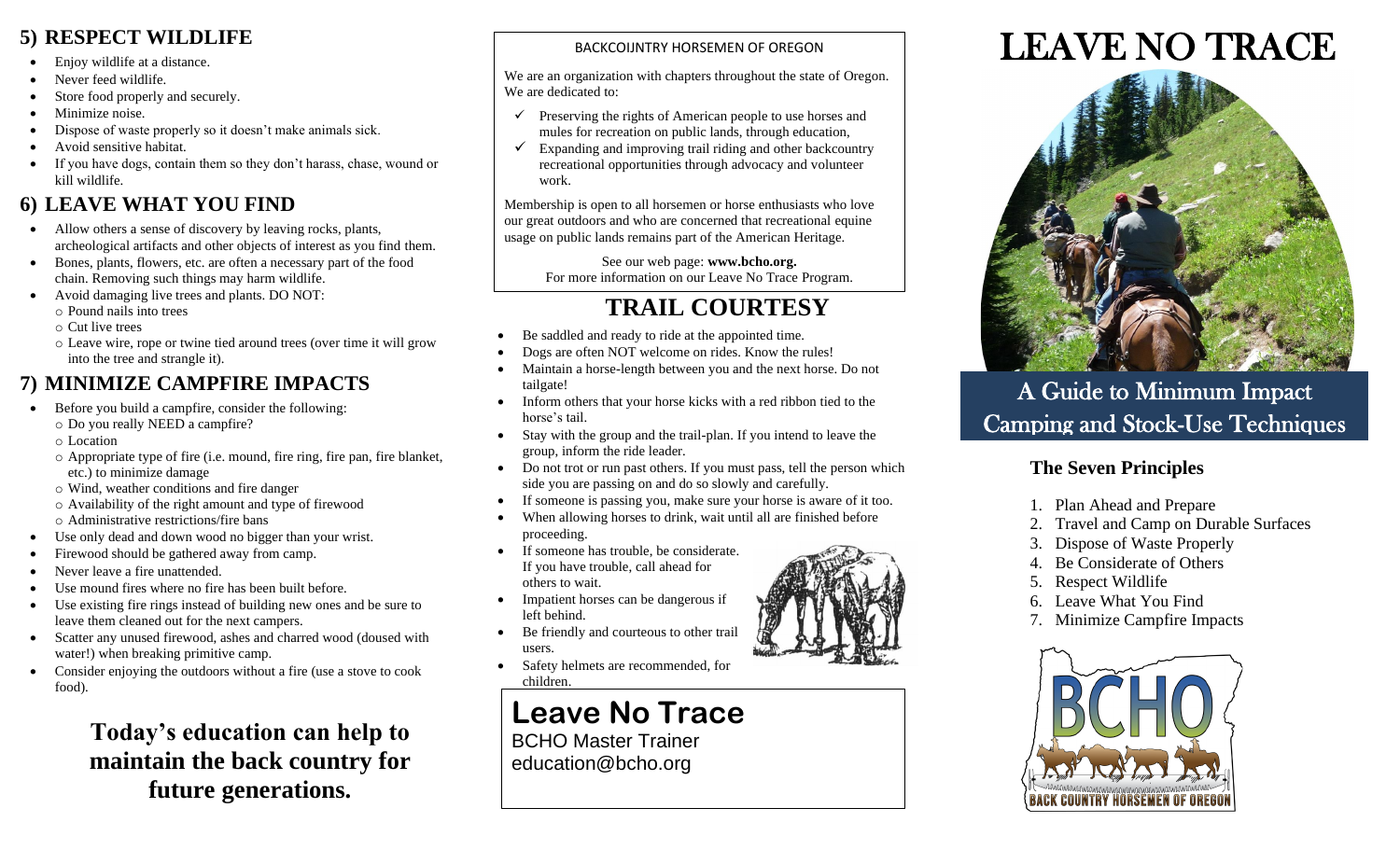## 5) RESPECT WILDLIFE

- Enjoy wildlife at a distance.
- Never feed wildlife.
- Store food properly and securely.
- Minimize noise.
- Dispose of waste properly so it doesn't make animals sick.
- Avoid sensitive habitat.
- If you have dogs, contain them so they don't harass, chase, wound or kill wildlife.

## 6) LEAVE WHAT YOU FIND

- Allow others a sense of discovery by leaving rocks, plants, archeological artifacts and other objects of interest as you find them.
- Bones, plants, flowers, etc. are often a necessary part of the food chain. Removing such things may harm wildlife.
- Avoid damaging live trees and plants. DO NOT:
  - Pound nails into trees
  - Cut live trees
  - Leave wire, rope or twine tied around trees (over time it will grow into the tree and strangle it).

## 7) MINIMIZE CAMPFIRE IMPACTS

- Before you build a campfire, consider the following:
  - Do you really NEED a campfire?
  - Location
  - Appropriate type of fire (i.e. mound, fire ring, fire pan, fire blanket, etc.) to minimize damage
  - Wind, weather conditions and fire danger
  - Availability of the right amount and type of firewood
  - Administrative restrictions/fire bans
- Use only dead and down wood no bigger than your wrist.
- Firewood should be gathered away from camp.
- Never leave a fire unattended.
- Use mound fires where no fire has been built before.
- Use existing fire rings instead of building new ones and be sure to leave them cleaned out for the next campers.
- Scatter any unused firewood, ashes and charred wood (doused with water!) when breaking primitive camp.
- Consider enjoying the outdoors without a fire (use a stove to cook food).

**Today's education can help to maintain the back country for future generations.**

BACKCOIJNTRY HORSEMEN OF OREGON

We are an organization with chapters throughout the state of Oregon. We are dedicated to:

- ✓ Preserving the rights of American people to use horses and mules for recreation on public lands, through education,
- ✓ Expanding and improving trail riding and other backcountry recreational opportunities through advocacy and volunteer work.

Membership is open to all horsemen or horse enthusiasts who love our great outdoors and who are concerned that recreational equine usage on public lands remains part of the American Heritage.

See our web page: **www.bcho.org.**
For more information on our Leave No Trace Program.

## TRAIL COURTESY

- Be saddled and ready to ride at the appointed time.
- Dogs are often NOT welcome on rides. Know the rules!
- Maintain a horse-length between you and the next horse. Do not tailgate!
- Inform others that your horse kicks with a red ribbon tied to the horse's tail.
- Stay with the group and the trail-plan. If you intend to leave the group, inform the ride leader.
- Do not trot or run past others. If you must pass, tell the person which side you are passing on and do so slowly and carefully.
- If someone is passing you, make sure your horse is aware of it too.
- When allowing horses to drink, wait until all are finished before proceeding.
- If someone has trouble, be considerate. If you have trouble, call ahead for others to wait.
- Impatient horses can be dangerous if left behind.
- Be friendly and courteous to other trail users.
- Safety helmets are recommended, for children.

## Leave No Trace

BCHO Master Trainer
education@bcho.org

# LEAVE NO TRACE

## A Guide to Minimum Impact Camping and Stock-Use Techniques

### The Seven Principles

1. Plan Ahead and Prepare
2. Travel and Camp on Durable Surfaces
3. Dispose of Waste Properly
4. Be Considerate of Others
5. Respect Wildlife
6. Leave What You Find
7. Minimize Campfire Impacts

BCHO
BACK COUNTRY HORSEMEN OF OREGON